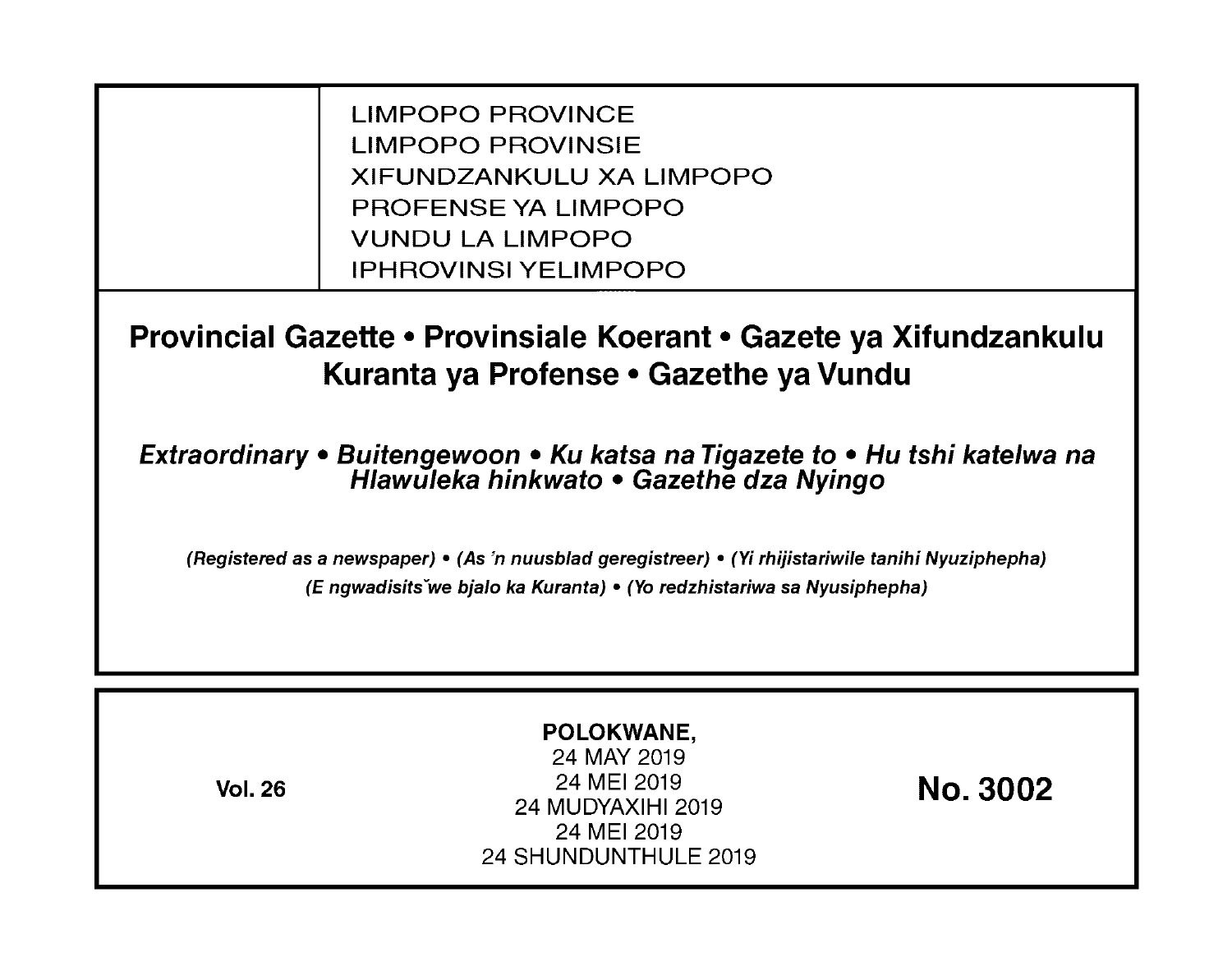LIMPOPO PROVINCE
LIMPOPO PROVINSIE
XIFUNDZANKULU XA LIMPOPO
PROFENSE YA LIMPOPO
VUNDU LA LIMPOPO
IPHROVINSI YELIMPOPO

# Provincial Gazette • Provinsiale Koerant • Gazete ya Xifundzankulu Kuranta ya Profense • Gazethe ya Vundu

***Extraordinary • Buitengewoon • Ku katsa na Tigazete to • Hu tshi katelwa na Hlawuleka hinkwato • Gazethe dza Nyingo***

***(Registered as a newspaper) • (As 'n nuusblad geregistreer) • (Yi rhijistariwile tanihi Nyuziphepha)***
***(E ngwadisitšwe bjalo ka Kuranta) • (Yo redzhistariwa sa Nyusiphepha)***

**Vol. 26**

**POLOKWANE,**
24 MAY 2019
24 MEI 2019
24 MUDYAXIHI 2019
24 MEI 2019
24 SHUNDUNTHULE 2019

**No. 3002**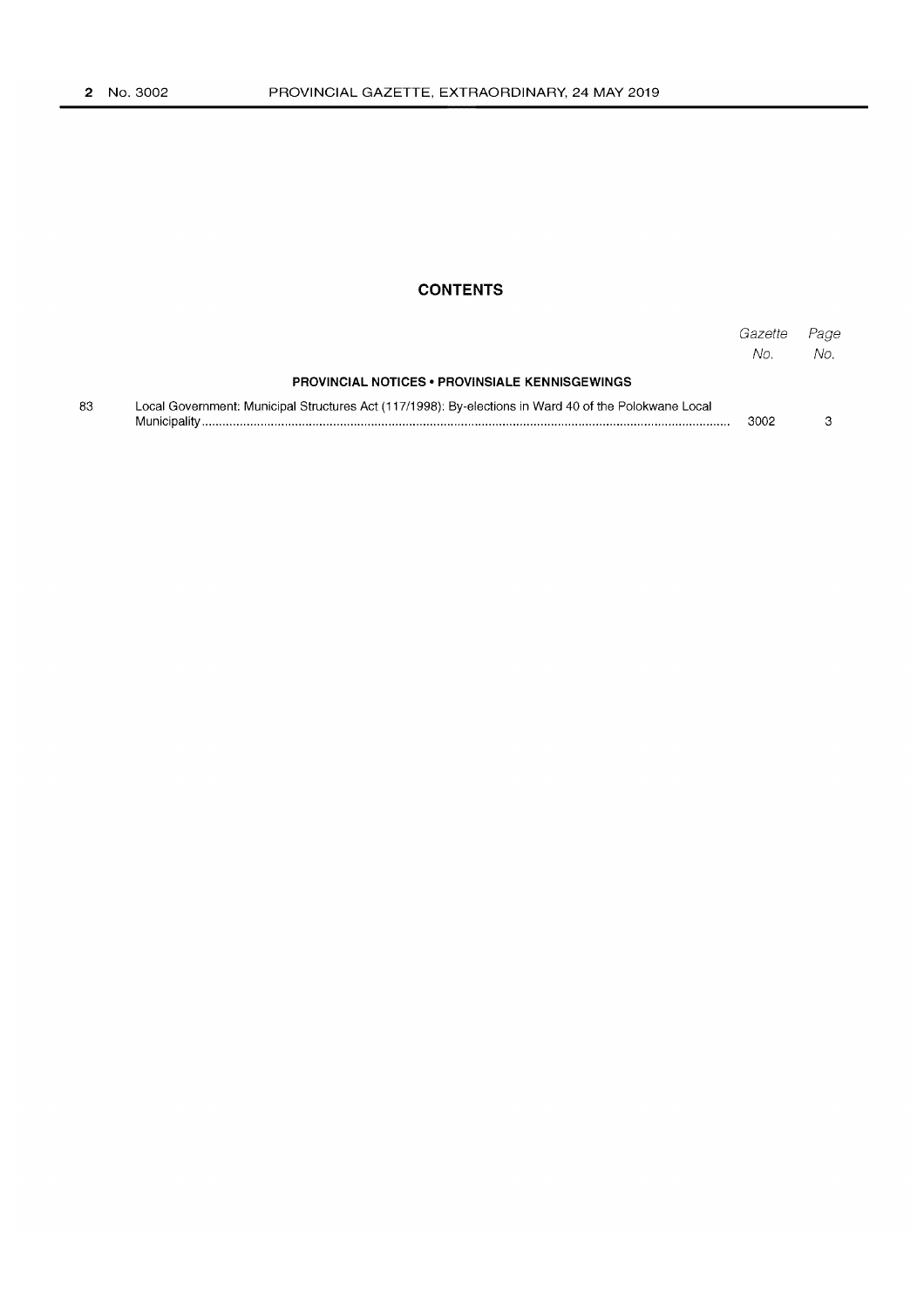## CONTENTS

| | | Gazette No. | Page No. |
|---|---|---|---|
| | **PROVINCIAL NOTICES • PROVINSIALE KENNISGEWINGS** | | |
| 83 | Local Government: Municipal Structures Act (117/1998): By-elections in Ward 40 of the Polokwane Local Municipality | 3002 | 3 |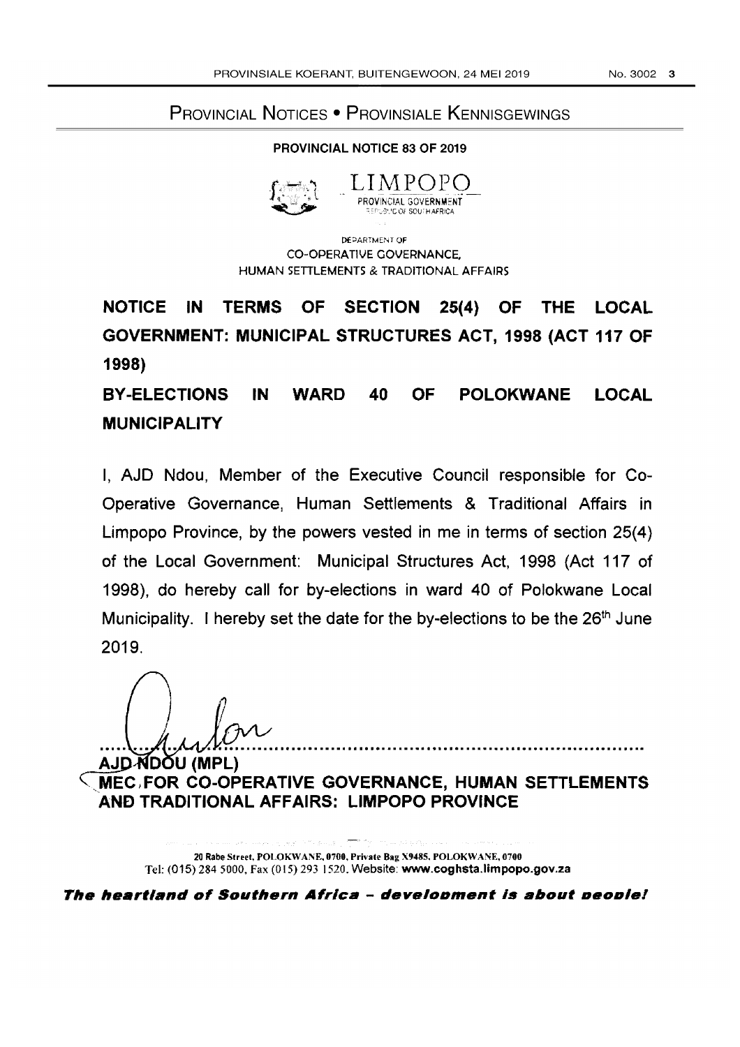# Provincial Notices • Provinsiale Kennisgewings

**PROVINCIAL NOTICE 83 OF 2019**

LIMPOPO
PROVINCIAL GOVERNMENT
REPUBLIC OF SOUTH AFRICA

DEPARTMENT OF
CO-OPERATIVE GOVERNANCE,
HUMAN SETTLEMENTS & TRADITIONAL AFFAIRS

## NOTICE IN TERMS OF SECTION 25(4) OF THE LOCAL GOVERNMENT: MUNICIPAL STRUCTURES ACT, 1998 (ACT 117 OF 1998)

## BY-ELECTIONS IN WARD 40 OF POLOKWANE LOCAL MUNICIPALITY

I, AJD Ndou, Member of the Executive Council responsible for Co-Operative Governance, Human Settlements & Traditional Affairs in Limpopo Province, by the powers vested in me in terms of section 25(4) of the Local Government: Municipal Structures Act, 1998 (Act 117 of 1998), do hereby call for by-elections in ward 40 of Polokwane Local Municipality. I hereby set the date for the by-elections to be the 26th June 2019.

..................................................................................................

**AJD NDOU (MPL)**
**MEC FOR CO-OPERATIVE GOVERNANCE, HUMAN SETTLEMENTS AND TRADITIONAL AFFAIRS: LIMPOPO PROVINCE**

20 Rabe Street, POLOKWANE, 0700, Private Bag X9485, POLOKWANE, 0700
Tel: (015) 284 5000, Fax (015) 293 1520. Website: www.coghsta.limpopo.gov.za

***The heartland of Southern Africa – development is about people!***